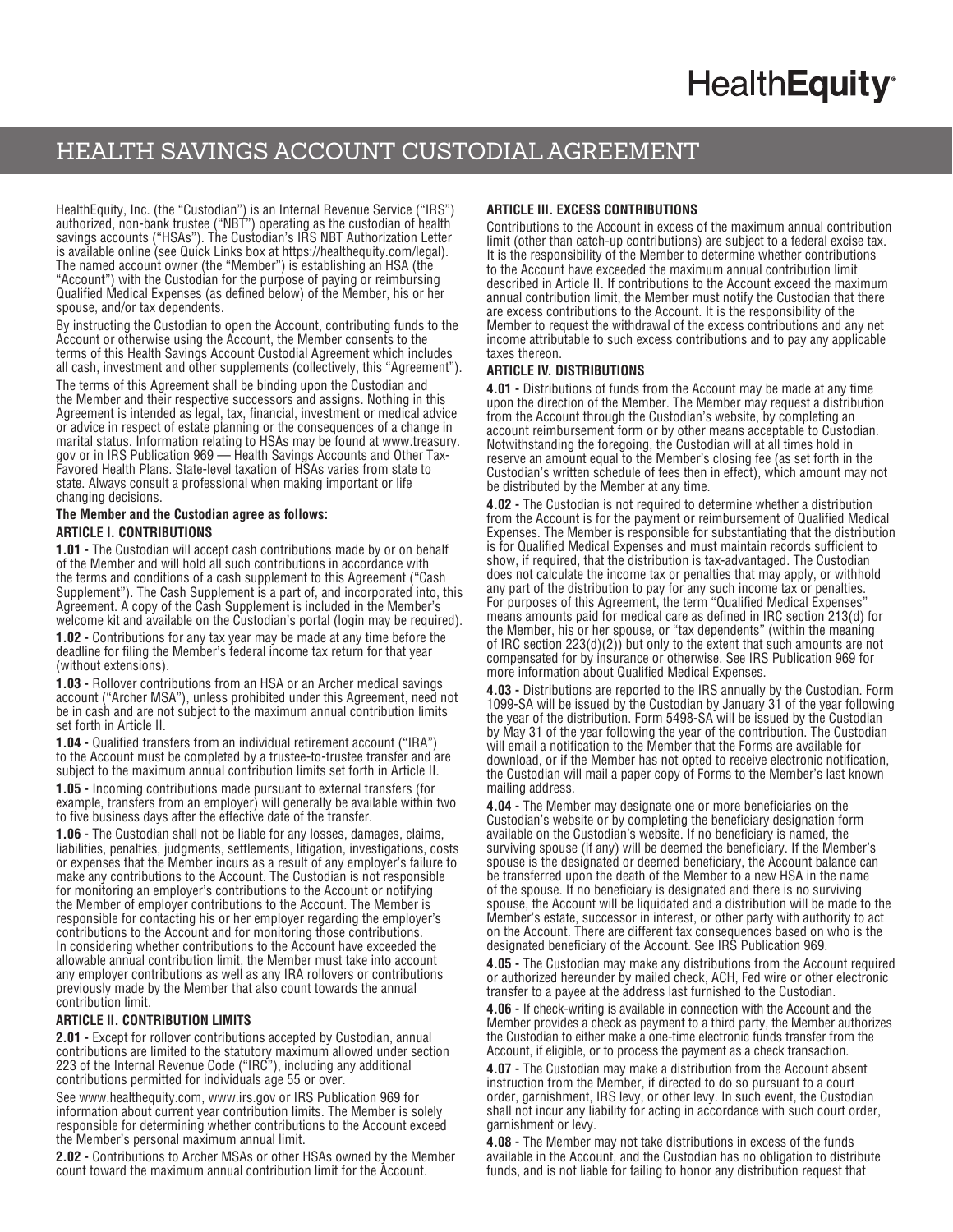HealthEquity

# HEALTH SAVINGS ACCOUNT CUSTODIAL AGREEMENT

HealthEquity, Inc. (the "Custodian") is an Internal Revenue Service ("IRS") authorized, non-bank trustee ("NBT") operating as the custodian of health savings accounts ("HSAs"). The Custodian's IRS NBT Authorization Letter is available online (see Quick Links box at https://healthequity.com/legal). The named account owner (the "Member") is establishing an HSA (the "Account") with the Custodian for the purpose of paying or reimbursing Qualified Medical Expenses (as defined below) of the Member, his or her spouse, and/or tax dependents.

By instructing the Custodian to open the Account, contributing funds to the Account or otherwise using the Account, the Member consents to the terms of this Health Savings Account Custodial Agreement which includes all cash, investment and other supplements (collectively, this "Agreement").

The terms of this Agreement shall be binding upon the Custodian and the Member and their respective successors and assigns. Nothing in this Agreement is intended as legal, tax, financial, investment or medical advice or advice in respect of estate planning or the consequences of a change in marital status. Information relating to HSAs may be found at www.treasury.gov or in IRS Publication 969 — Health Savings Accounts and Other Tax-Favored Health Plans. State-level taxation of HSAs varies from state to state. Always consult a professional when making important or life changing decisions.

**The Member and the Custodian agree as follows:**

### ARTICLE I. CONTRIBUTIONS

**1.01 -** The Custodian will accept cash contributions made by or on behalf of the Member and will hold all such contributions in accordance with the terms and conditions of a cash supplement to this Agreement ("Cash Supplement"). The Cash Supplement is a part of, and incorporated into, this Agreement. A copy of the Cash Supplement is included in the Member's welcome kit and available on the Custodian's portal (login may be required).

**1.02 -** Contributions for any tax year may be made at any time before the deadline for filing the Member's federal income tax return for that year (without extensions).

**1.03 -** Rollover contributions from an HSA or an Archer medical savings account ("Archer MSA"), unless prohibited under this Agreement, need not be in cash and are not subject to the maximum annual contribution limits set forth in Article II.

**1.04 -** Qualified transfers from an individual retirement account ("IRA") to the Account must be completed by a trustee-to-trustee transfer and are subject to the maximum annual contribution limits set forth in Article II.

**1.05 -** Incoming contributions made pursuant to external transfers (for example, transfers from an employer) will generally be available within two to five business days after the effective date of the transfer.

**1.06 -** The Custodian shall not be liable for any losses, damages, claims, liabilities, penalties, judgments, settlements, litigation, investigations, costs or expenses that the Member incurs as a result of any employer's failure to make any contributions to the Account. The Custodian is not responsible for monitoring an employer's contributions to the Account or notifying the Member of employer contributions to the Account. The Member is responsible for contacting his or her employer regarding the employer's contributions to the Account and for monitoring those contributions. In considering whether contributions to the Account have exceeded the allowable annual contribution limit, the Member must take into account any employer contributions as well as any IRA rollovers or contributions previously made by the Member that also count towards the annual contribution limit.

### ARTICLE II. CONTRIBUTION LIMITS

**2.01 -** Except for rollover contributions accepted by Custodian, annual contributions are limited to the statutory maximum allowed under section 223 of the Internal Revenue Code ("IRC"), including any additional contributions permitted for individuals age 55 or over.

See www.healthequity.com, www.irs.gov or IRS Publication 969 for information about current year contribution limits. The Member is solely responsible for determining whether contributions to the Account exceed the Member's personal maximum annual limit.

**2.02 -** Contributions to Archer MSAs or other HSAs owned by the Member count toward the maximum annual contribution limit for the Account.

### ARTICLE III. EXCESS CONTRIBUTIONS

Contributions to the Account in excess of the maximum annual contribution limit (other than catch-up contributions) are subject to a federal excise tax. It is the responsibility of the Member to determine whether contributions to the Account have exceeded the maximum annual contribution limit described in Article II. If contributions to the Account exceed the maximum annual contribution limit, the Member must notify the Custodian that there are excess contributions to the Account. It is the responsibility of the Member to request the withdrawal of the excess contributions and any net income attributable to such excess contributions and to pay any applicable taxes thereon.

### ARTICLE IV. DISTRIBUTIONS

**4.01 -** Distributions of funds from the Account may be made at any time upon the direction of the Member. The Member may request a distribution from the Account through the Custodian's website, by completing an account reimbursement form or by other means acceptable to Custodian. Notwithstanding the foregoing, the Custodian will at all times hold in reserve an amount equal to the Member's closing fee (as set forth in the Custodian's written schedule of fees then in effect), which amount may not be distributed by the Member at any time.

**4.02 -** The Custodian is not required to determine whether a distribution from the Account is for the payment or reimbursement of Qualified Medical Expenses. The Member is responsible for substantiating that the distribution is for Qualified Medical Expenses and must maintain records sufficient to show, if required, that the distribution is tax-advantaged. The Custodian does not calculate the income tax or penalties that may apply, or withhold any part of the distribution to pay for any such income tax or penalties. For purposes of this Agreement, the term "Qualified Medical Expenses" means amounts paid for medical care as defined in IRC section 213(d) for the Member, his or her spouse, or "tax dependents" (within the meaning of IRC section 223(d)(2)) but only to the extent that such amounts are not compensated for by insurance or otherwise. See IRS Publication 969 for more information about Qualified Medical Expenses.

**4.03 -** Distributions are reported to the IRS annually by the Custodian. Form 1099-SA will be issued by the Custodian by January 31 of the year following the year of the distribution. Form 5498-SA will be issued by the Custodian by May 31 of the year following the year of the contribution. The Custodian will email a notification to the Member that the Forms are available for download, or if the Member has not opted to receive electronic notification, the Custodian will mail a paper copy of Forms to the Member's last known mailing address.

**4.04 -** The Member may designate one or more beneficiaries on the Custodian's website or by completing the beneficiary designation form available on the Custodian's website. If no beneficiary is named, the surviving spouse (if any) will be deemed the beneficiary. If the Member's spouse is the designated or deemed beneficiary, the Account balance can be transferred upon the death of the Member to a new HSA in the name of the spouse. If no beneficiary is designated and there is no surviving spouse, the Account will be liquidated and a distribution will be made to the Member's estate, successor in interest, or other party with authority to act on the Account. There are different tax consequences based on who is the designated beneficiary of the Account. See IRS Publication 969.

**4.05 -** The Custodian may make any distributions from the Account required or authorized hereunder by mailed check, ACH, Fed wire or other electronic transfer to a payee at the address last furnished to the Custodian.

**4.06 -** If check-writing is available in connection with the Account and the Member provides a check as payment to a third party, the Member authorizes the Custodian to either make a one-time electronic funds transfer from the Account, if eligible, or to process the payment as a check transaction.

**4.07 -** The Custodian may make a distribution from the Account absent instruction from the Member, if directed to do so pursuant to a court order, garnishment, IRS levy, or other levy. In such event, the Custodian shall not incur any liability for acting in accordance with such court order, garnishment or levy.

**4.08 -** The Member may not take distributions in excess of the funds available in the Account, and the Custodian has no obligation to distribute funds, and is not liable for failing to honor any distribution request that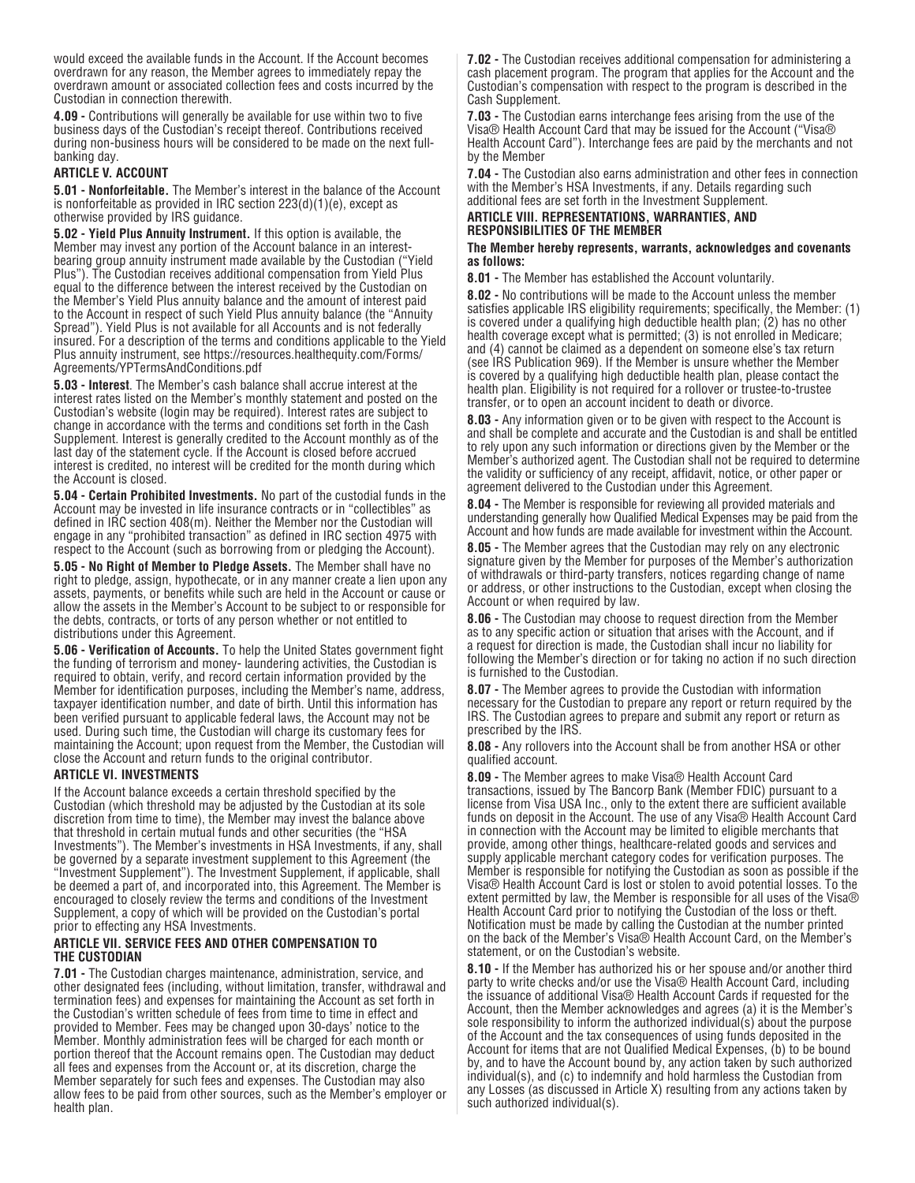would exceed the available funds in the Account. If the Account becomes overdrawn for any reason, the Member agrees to immediately repay the overdrawn amount or associated collection fees and costs incurred by the Custodian in connection therewith.

**4.09 -** Contributions will generally be available for use within two to five business days of the Custodian's receipt thereof. Contributions received during non-business hours will be considered to be made on the next full-banking day.

### ARTICLE V. ACCOUNT

**5.01 - Nonforfeitable.** The Member's interest in the balance of the Account is nonforfeitable as provided in IRC section 223(d)(1)(e), except as otherwise provided by IRS guidance.

**5.02 - Yield Plus Annuity Instrument.** If this option is available, the Member may invest any portion of the Account balance in an interest-bearing group annuity instrument made available by the Custodian ("Yield Plus"). The Custodian receives additional compensation from Yield Plus equal to the difference between the interest received by the Custodian on the Member's Yield Plus annuity balance and the amount of interest paid to the Account in respect of such Yield Plus annuity balance (the "Annuity Spread"). Yield Plus is not available for all Accounts and is not federally insured. For a description of the terms and conditions applicable to the Yield Plus annuity instrument, see https://resources.healthequity.com/Forms/Agreements/YPTermsAndConditions.pdf

**5.03 - Interest**. The Member's cash balance shall accrue interest at the interest rates listed on the Member's monthly statement and posted on the Custodian's website (login may be required). Interest rates are subject to change in accordance with the terms and conditions set forth in the Cash Supplement. Interest is generally credited to the Account monthly as of the last day of the statement cycle. If the Account is closed before accrued interest is credited, no interest will be credited for the month during which the Account is closed.

**5.04 - Certain Prohibited Investments.** No part of the custodial funds in the Account may be invested in life insurance contracts or in "collectibles" as defined in IRC section 408(m). Neither the Member nor the Custodian will engage in any "prohibited transaction" as defined in IRC section 4975 with respect to the Account (such as borrowing from or pledging the Account).

**5.05 - No Right of Member to Pledge Assets.** The Member shall have no right to pledge, assign, hypothecate, or in any manner create a lien upon any assets, payments, or benefits while such are held in the Account or cause or allow the assets in the Member's Account to be subject to or responsible for the debts, contracts, or torts of any person whether or not entitled to distributions under this Agreement.

**5.06 - Verification of Accounts.** To help the United States government fight the funding of terrorism and money- laundering activities, the Custodian is required to obtain, verify, and record certain information provided by the Member for identification purposes, including the Member's name, address, taxpayer identification number, and date of birth. Until this information has been verified pursuant to applicable federal laws, the Account may not be used. During such time, the Custodian will charge its customary fees for maintaining the Account; upon request from the Member, the Custodian will close the Account and return funds to the original contributor.

### ARTICLE VI. INVESTMENTS

If the Account balance exceeds a certain threshold specified by the Custodian (which threshold may be adjusted by the Custodian at its sole discretion from time to time), the Member may invest the balance above that threshold in certain mutual funds and other securities (the "HSA Investments"). The Member's investments in HSA Investments, if any, shall be governed by a separate investment supplement to this Agreement (the "Investment Supplement"). The Investment Supplement, if applicable, shall be deemed a part of, and incorporated into, this Agreement. The Member is encouraged to closely review the terms and conditions of the Investment Supplement, a copy of which will be provided on the Custodian's portal prior to effecting any HSA Investments.

### ARTICLE VII. SERVICE FEES AND OTHER COMPENSATION TO THE CUSTODIAN

**7.01 -** The Custodian charges maintenance, administration, service, and other designated fees (including, without limitation, transfer, withdrawal and termination fees) and expenses for maintaining the Account as set forth in the Custodian's written schedule of fees from time to time in effect and provided to Member. Fees may be changed upon 30-days' notice to the Member. Monthly administration fees will be charged for each month or portion thereof that the Account remains open. The Custodian may deduct all fees and expenses from the Account or, at its discretion, charge the Member separately for such fees and expenses. The Custodian may also allow fees to be paid from other sources, such as the Member's employer or health plan.

**7.02 -** The Custodian receives additional compensation for administering a cash placement program. The program that applies for the Account and the Custodian's compensation with respect to the program is described in the Cash Supplement.

**7.03 -** The Custodian earns interchange fees arising from the use of the Visa® Health Account Card that may be issued for the Account ("Visa® Health Account Card"). Interchange fees are paid by the merchants and not by the Member

**7.04 -** The Custodian also earns administration and other fees in connection with the Member's HSA Investments, if any. Details regarding such additional fees are set forth in the Investment Supplement.

### ARTICLE VIII. REPRESENTATIONS, WARRANTIES, AND RESPONSIBILITIES OF THE MEMBER

**The Member hereby represents, warrants, acknowledges and covenants as follows:**

**8.01 -** The Member has established the Account voluntarily.

**8.02 -** No contributions will be made to the Account unless the member satisfies applicable IRS eligibility requirements; specifically, the Member: (1) is covered under a qualifying high deductible health plan; (2) has no other health coverage except what is permitted; (3) is not enrolled in Medicare; and (4) cannot be claimed as a dependent on someone else's tax return (see IRS Publication 969). If the Member is unsure whether the Member is covered by a qualifying high deductible health plan, please contact the health plan. Eligibility is not required for a rollover or trustee-to-trustee transfer, or to open an account incident to death or divorce.

**8.03 -** Any information given or to be given with respect to the Account is and shall be complete and accurate and the Custodian is and shall be entitled to rely upon any such information or directions given by the Member or the Member's authorized agent. The Custodian shall not be required to determine the validity or sufficiency of any receipt, affidavit, notice, or other paper or agreement delivered to the Custodian under this Agreement.

**8.04 -** The Member is responsible for reviewing all provided materials and understanding generally how Qualified Medical Expenses may be paid from the Account and how funds are made available for investment within the Account.

**8.05 -** The Member agrees that the Custodian may rely on any electronic signature given by the Member for purposes of the Member's authorization of withdrawals or third-party transfers, notices regarding change of name or address, or other instructions to the Custodian, except when closing the Account or when required by law.

**8.06 -** The Custodian may choose to request direction from the Member as to any specific action or situation that arises with the Account, and if a request for direction is made, the Custodian shall incur no liability for following the Member's direction or for taking no action if no such direction is furnished to the Custodian.

**8.07 -** The Member agrees to provide the Custodian with information necessary for the Custodian to prepare any report or return required by the IRS. The Custodian agrees to prepare and submit any report or return as prescribed by the IRS.

**8.08 -** Any rollovers into the Account shall be from another HSA or other qualified account.

**8.09 -** The Member agrees to make Visa® Health Account Card transactions, issued by The Bancorp Bank (Member FDIC) pursuant to a license from Visa USA Inc., only to the extent there are sufficient available funds on deposit in the Account. The use of any Visa® Health Account Card in connection with the Account may be limited to eligible merchants that provide, among other things, healthcare-related goods and services and supply applicable merchant category codes for verification purposes. The Member is responsible for notifying the Custodian as soon as possible if the Visa® Health Account Card is lost or stolen to avoid potential losses. To the extent permitted by law, the Member is responsible for all uses of the Visa® Health Account Card prior to notifying the Custodian of the loss or theft. Notification must be made by calling the Custodian at the number printed on the back of the Member's Visa® Health Account Card, on the Member's statement, or on the Custodian's website.

**8.10 -** If the Member has authorized his or her spouse and/or another third party to write checks and/or use the Visa® Health Account Card, including the issuance of additional Visa® Health Account Cards if requested for the Account, then the Member acknowledges and agrees (a) it is the Member's sole responsibility to inform the authorized individual(s) about the purpose of the Account and the tax consequences of using funds deposited in the Account for items that are not Qualified Medical Expenses, (b) to be bound by, and to have the Account bound by, any action taken by such authorized individual(s), and (c) to indemnify and hold harmless the Custodian from any Losses (as discussed in Article X) resulting from any actions taken by such authorized individual(s).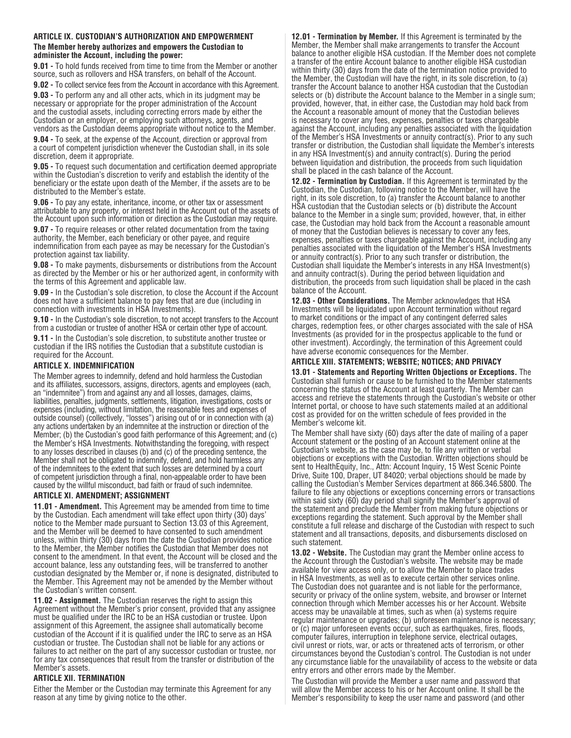## ARTICLE IX. CUSTODIAN'S AUTHORIZATION AND EMPOWERMENT

**The Member hereby authorizes and empowers the Custodian to administer the Account, including the power:**

**9.01 -** To hold funds received from time to time from the Member or another source, such as rollovers and HSA transfers, on behalf of the Account.

**9.02 -** To collect service fees from the Account in accordance with this Agreement.

**9.03 -** To perform any and all other acts, which in its judgment may be necessary or appropriate for the proper administration of the Account and the custodial assets, including correcting errors made by either the Custodian or an employer, or employing such attorneys, agents, and vendors as the Custodian deems appropriate without notice to the Member.

**9.04 -** To seek, at the expense of the Account, direction or approval from a court of competent jurisdiction whenever the Custodian shall, in its sole discretion, deem it appropriate.

**9.05 -** To request such documentation and certification deemed appropriate within the Custodian's discretion to verify and establish the identity of the beneficiary or the estate upon death of the Member, if the assets are to be distributed to the Member's estate.

**9.06 -** To pay any estate, inheritance, income, or other tax or assessment attributable to any property, or interest held in the Account out of the assets of the Account upon such information or direction as the Custodian may require.

**9.07 -** To require releases or other related documentation from the taxing authority, the Member, each beneficiary or other payee, and require indemnification from each payee as may be necessary for the Custodian's protection against tax liability.

**9.08 -** To make payments, disbursements or distributions from the Account as directed by the Member or his or her authorized agent, in conformity with the terms of this Agreement and applicable law.

**9.09 -** In the Custodian's sole discretion, to close the Account if the Account does not have a sufficient balance to pay fees that are due (including in connection with investments in HSA Investments).

**9.10 -** In the Custodian's sole discretion, to not accept transfers to the Account from a custodian or trustee of another HSA or certain other type of account.

**9.11 -** In the Custodian's sole discretion, to substitute another trustee or custodian if the IRS notifies the Custodian that a substitute custodian is required for the Account.

## ARTICLE X. INDEMNIFICATION

The Member agrees to indemnify, defend and hold harmless the Custodian and its affiliates, successors, assigns, directors, agents and employees (each, an "indemnitee") from and against any and all losses, damages, claims, liabilities, penalties, judgments, settlements, litigation, investigations, costs or expenses (including, without limitation, the reasonable fees and expenses of outside counsel) (collectively, "losses") arising out of or in connection with (a) any actions undertaken by an indemnitee at the instruction or direction of the Member; (b) the Custodian's good faith performance of this Agreement; and (c) the Member's HSA Investments. Notwithstanding the foregoing, with respect to any losses described in clauses (b) and (c) of the preceding sentence, the Member shall not be obligated to indemnify, defend, and hold harmless any of the indemnitees to the extent that such losses are determined by a court of competent jurisdiction through a final, non-appealable order to have been caused by the willful misconduct, bad faith or fraud of such indemnitee.

## ARTICLE XI. AMENDMENT; ASSIGNMENT

**11.01 - Amendment.** This Agreement may be amended from time to time by the Custodian. Each amendment will take effect upon thirty (30) days' notice to the Member made pursuant to Section 13.03 of this Agreement, and the Member will be deemed to have consented to such amendment unless, within thirty (30) days from the date the Custodian provides notice to the Member, the Member notifies the Custodian that Member does not consent to the amendment. In that event, the Account will be closed and the account balance, less any outstanding fees, will be transferred to another custodian designated by the Member or, if none is designated, distributed to the Member. This Agreement may not be amended by the Member without the Custodian's written consent.

**11.02 - Assignment.** The Custodian reserves the right to assign this Agreement without the Member's prior consent, provided that any assignee must be qualified under the IRC to be an HSA custodian or trustee. Upon assignment of this Agreement, the assignee shall automatically become custodian of the Account if it is qualified under the IRC to serve as an HSA custodian or trustee. The Custodian shall not be liable for any actions or failures to act neither on the part of any successor custodian or trustee, nor for any tax consequences that result from the transfer or distribution of the Member's assets.

## ARTICLE XII. TERMINATION

Either the Member or the Custodian may terminate this Agreement for any reason at any time by giving notice to the other.

**12.01 - Termination by Member.** If this Agreement is terminated by the Member, the Member shall make arrangements to transfer the Account balance to another eligible HSA custodian. If the Member does not complete a transfer of the entire Account balance to another eligible HSA custodian within thirty (30) days from the date of the termination notice provided to the Member, the Custodian will have the right, in its sole discretion, to (a) transfer the Account balance to another HSA custodian that the Custodian selects or (b) distribute the Account balance to the Member in a single sum; provided, however, that, in either case, the Custodian may hold back from the Account a reasonable amount of money that the Custodian believes is necessary to cover any fees, expenses, penalties or taxes chargeable against the Account, including any penalties associated with the liquidation of the Member's HSA Investments or annuity contract(s). Prior to any such transfer or distribution, the Custodian shall liquidate the Member's interests in any HSA Investment(s) and annuity contract(s). During the period between liquidation and distribution, the proceeds from such liquidation shall be placed in the cash balance of the Account.

**12.02 - Termination by Custodian.** If this Agreement is terminated by the Custodian, the Custodian, following notice to the Member, will have the right, in its sole discretion, to (a) transfer the Account balance to another HSA custodian that the Custodian selects or (b) distribute the Account balance to the Member in a single sum; provided, however, that, in either case, the Custodian may hold back from the Account a reasonable amount of money that the Custodian believes is necessary to cover any fees, expenses, penalties or taxes chargeable against the Account, including any penalties associated with the liquidation of the Member's HSA Investments or annuity contract(s). Prior to any such transfer or distribution, the Custodian shall liquidate the Member's interests in any HSA Investment(s) and annuity contract(s). During the period between liquidation and distribution, the proceeds from such liquidation shall be placed in the cash balance of the Account.

**12.03 - Other Considerations.** The Member acknowledges that HSA Investments will be liquidated upon Account termination without regard to market conditions or the impact of any contingent deferred sales charges, redemption fees, or other charges associated with the sale of HSA Investments (as provided for in the prospectus applicable to the fund or other investment). Accordingly, the termination of this Agreement could have adverse economic consequences for the Member.

## ARTICLE XIII. STATEMENTS; WEBSITE; NOTICES; AND PRIVACY

**13.01 - Statements and Reporting Written Objections or Exceptions.** The Custodian shall furnish or cause to be furnished to the Member statements concerning the status of the Account at least quarterly. The Member can access and retrieve the statements through the Custodian's website or other Internet portal, or choose to have such statements mailed at an additional cost as provided for on the written schedule of fees provided in the Member's welcome kit.

The Member shall have sixty (60) days after the date of mailing of a paper Account statement or the posting of an Account statement online at the Custodian's website, as the case may be, to file any written or verbal objections or exceptions with the Custodian. Written objections should be sent to HealthEquity, Inc., Attn: Account Inquiry, 15 West Scenic Pointe Drive, Suite 100, Draper, UT 84020; verbal objections should be made by calling the Custodian's Member Services department at 866.346.5800. The failure to file any objections or exceptions concerning errors or transactions within said sixty (60) day period shall signify the Member's approval of the statement and preclude the Member from making future objections or exceptions regarding the statement. Such approval by the Member shall constitute a full release and discharge of the Custodian with respect to such statement and all transactions, deposits, and disbursements disclosed on such statement.

**13.02 - Website.** The Custodian may grant the Member online access to the Account through the Custodian's website. The website may be made available for view access only, or to allow the Member to place trades in HSA Investments, as well as to execute certain other services online. The Custodian does not guarantee and is not liable for the performance, security or privacy of the online system, website, and browser or Internet connection through which Member accesses his or her Account. Website access may be unavailable at times, such as when (a) systems require regular maintenance or upgrades; (b) unforeseen maintenance is necessary; or (c) major unforeseen events occur, such as earthquakes, fires, floods, computer failures, interruption in telephone service, electrical outages, civil unrest or riots, war, or acts or threatened acts of terrorism, or other circumstances beyond the Custodian's control. The Custodian is not under any circumstance liable for the unavailability of access to the website or data entry errors and other errors made by the Member.

The Custodian will provide the Member a user name and password that will allow the Member access to his or her Account online. It shall be the Member's responsibility to keep the user name and password (and other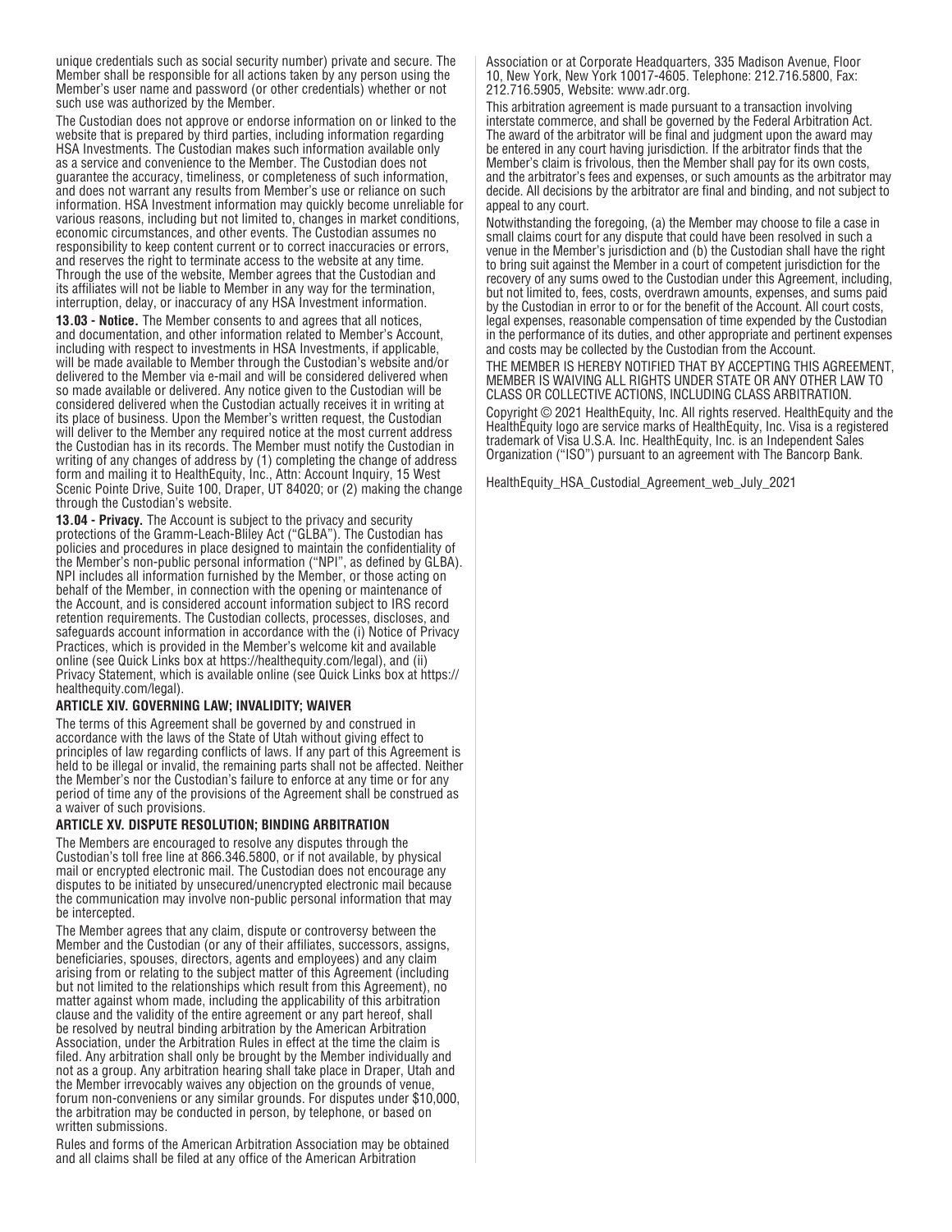unique credentials such as social security number) private and secure. The Member shall be responsible for all actions taken by any person using the Member's user name and password (or other credentials) whether or not such use was authorized by the Member.

The Custodian does not approve or endorse information on or linked to the website that is prepared by third parties, including information regarding HSA Investments. The Custodian makes such information available only as a service and convenience to the Member. The Custodian does not guarantee the accuracy, timeliness, or completeness of such information, and does not warrant any results from Member's use or reliance on such information. HSA Investment information may quickly become unreliable for various reasons, including but not limited to, changes in market conditions, economic circumstances, and other events. The Custodian assumes no responsibility to keep content current or to correct inaccuracies or errors, and reserves the right to terminate access to the website at any time. Through the use of the website, Member agrees that the Custodian and its affiliates will not be liable to Member in any way for the termination, interruption, delay, or inaccuracy of any HSA Investment information.

**13.03 - Notice.** The Member consents to and agrees that all notices, and documentation, and other information related to Member's Account, including with respect to investments in HSA Investments, if applicable, will be made available to Member through the Custodian's website and/or delivered to the Member via e-mail and will be considered delivered when so made available or delivered. Any notice given to the Custodian will be considered delivered when the Custodian actually receives it in writing at its place of business. Upon the Member's written request, the Custodian will deliver to the Member any required notice at the most current address the Custodian has in its records. The Member must notify the Custodian in writing of any changes of address by (1) completing the change of address form and mailing it to HealthEquity, Inc., Attn: Account Inquiry, 15 West Scenic Pointe Drive, Suite 100, Draper, UT 84020; or (2) making the change through the Custodian's website.

**13.04 - Privacy.** The Account is subject to the privacy and security protections of the Gramm-Leach-Bliley Act ("GLBA"). The Custodian has policies and procedures in place designed to maintain the confidentiality of the Member's non-public personal information ("NPI", as defined by GLBA). NPI includes all information furnished by the Member, or those acting on behalf of the Member, in connection with the opening or maintenance of the Account, and is considered account information subject to IRS record retention requirements. The Custodian collects, processes, discloses, and safeguards account information in accordance with the (i) Notice of Privacy Practices, which is provided in the Member's welcome kit and available online (see Quick Links box at https://healthequity.com/legal), and (ii) Privacy Statement, which is available online (see Quick Links box at https://healthequity.com/legal).

### ARTICLE XIV. GOVERNING LAW; INVALIDITY; WAIVER

The terms of this Agreement shall be governed by and construed in accordance with the laws of the State of Utah without giving effect to principles of law regarding conflicts of laws. If any part of this Agreement is held to be illegal or invalid, the remaining parts shall not be affected. Neither the Member's nor the Custodian's failure to enforce at any time or for any period of time any of the provisions of the Agreement shall be construed as a waiver of such provisions.

### ARTICLE XV. DISPUTE RESOLUTION; BINDING ARBITRATION

The Members are encouraged to resolve any disputes through the Custodian's toll free line at 866.346.5800, or if not available, by physical mail or encrypted electronic mail. The Custodian does not encourage any disputes to be initiated by unsecured/unencrypted electronic mail because the communication may involve non-public personal information that may be intercepted.

The Member agrees that any claim, dispute or controversy between the Member and the Custodian (or any of their affiliates, successors, assigns, beneficiaries, spouses, directors, agents and employees) and any claim arising from or relating to the subject matter of this Agreement (including but not limited to the relationships which result from this Agreement), no matter against whom made, including the applicability of this arbitration clause and the validity of the entire agreement or any part hereof, shall be resolved by neutral binding arbitration by the American Arbitration Association, under the Arbitration Rules in effect at the time the claim is filed. Any arbitration shall only be brought by the Member individually and not as a group. Any arbitration hearing shall take place in Draper, Utah and the Member irrevocably waives any objection on the grounds of venue, forum non-conveniens or any similar grounds. For disputes under $10,000, the arbitration may be conducted in person, by telephone, or based on written submissions.

Rules and forms of the American Arbitration Association may be obtained and all claims shall be filed at any office of the American Arbitration Association or at Corporate Headquarters, 335 Madison Avenue, Floor 10, New York, New York 10017-4605. Telephone: 212.716.5800, Fax: 212.716.5905, Website: www.adr.org.

This arbitration agreement is made pursuant to a transaction involving interstate commerce, and shall be governed by the Federal Arbitration Act. The award of the arbitrator will be final and judgment upon the award may be entered in any court having jurisdiction. If the arbitrator finds that the Member's claim is frivolous, then the Member shall pay for its own costs, and the arbitrator's fees and expenses, or such amounts as the arbitrator may decide. All decisions by the arbitrator are final and binding, and not subject to appeal to any court.

Notwithstanding the foregoing, (a) the Member may choose to file a case in small claims court for any dispute that could have been resolved in such a venue in the Member's jurisdiction and (b) the Custodian shall have the right to bring suit against the Member in a court of competent jurisdiction for the recovery of any sums owed to the Custodian under this Agreement, including, but not limited to, fees, costs, overdrawn amounts, expenses, and sums paid by the Custodian in error to or for the benefit of the Account. All court costs, legal expenses, reasonable compensation of time expended by the Custodian in the performance of its duties, and other appropriate and pertinent expenses and costs may be collected by the Custodian from the Account.

THE MEMBER IS HEREBY NOTIFIED THAT BY ACCEPTING THIS AGREEMENT, MEMBER IS WAIVING ALL RIGHTS UNDER STATE OR ANY OTHER LAW TO CLASS OR COLLECTIVE ACTIONS, INCLUDING CLASS ARBITRATION.

Copyright © 2021 HealthEquity, Inc. All rights reserved. HealthEquity and the HealthEquity logo are service marks of HealthEquity, Inc. Visa is a registered trademark of Visa U.S.A. Inc. HealthEquity, Inc. is an Independent Sales Organization ("ISO") pursuant to an agreement with The Bancorp Bank.

HealthEquity_HSA_Custodial_Agreement_web_July_2021